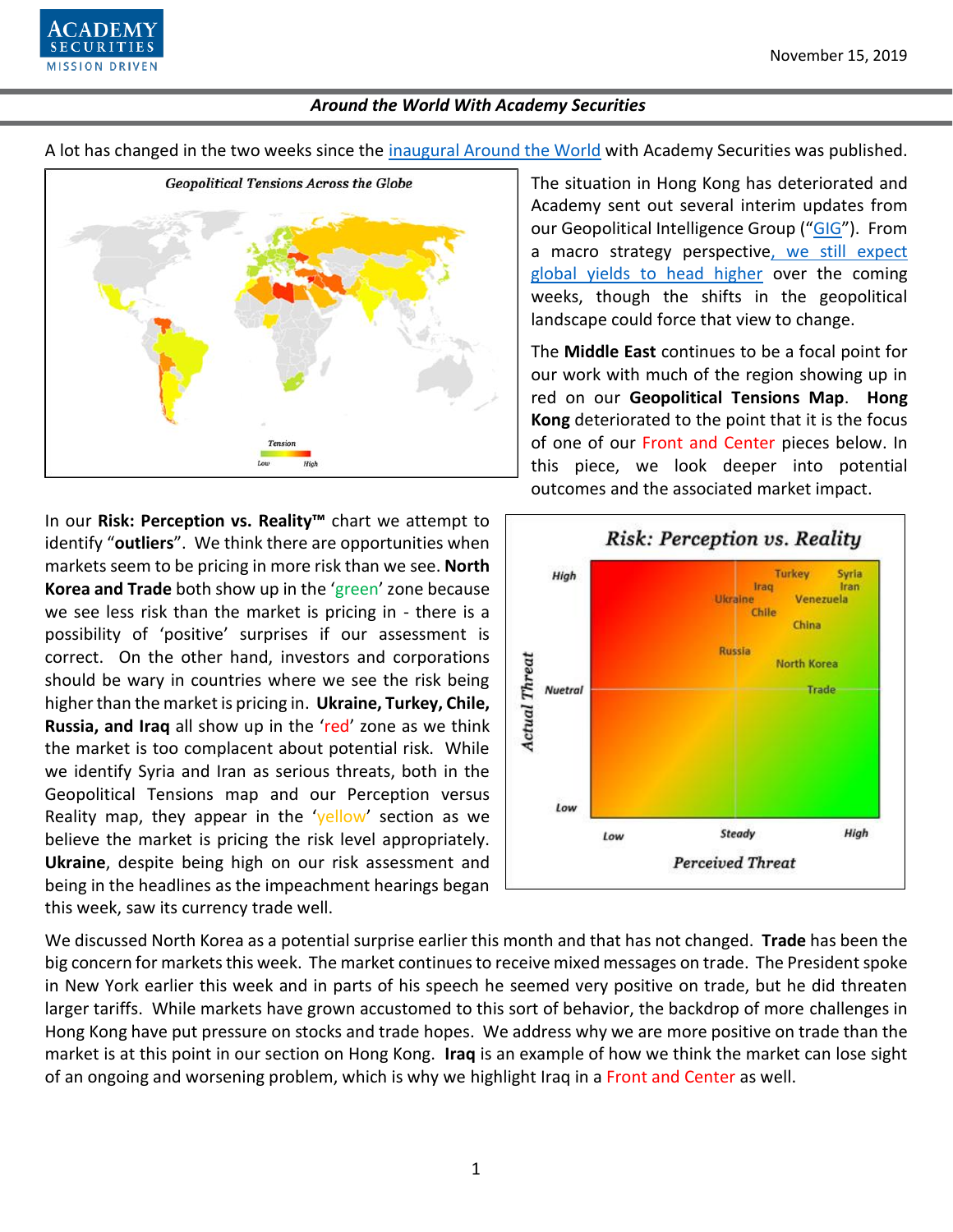November 15, 2019

***Around the World With Academy Securities***

A lot has changed in the two weeks since the inaugural Around the World with Academy Securities was published.

The situation in Hong Kong has deteriorated and Academy sent out several interim updates from our Geopolitical Intelligence Group ("GIG"). From a macro strategy perspective, we still expect global yields to head higher over the coming weeks, though the shifts in the geopolitical landscape could force that view to change.

The **Middle East** continues to be a focal point for our work with much of the region showing up in red on our **Geopolitical Tensions Map**. **Hong Kong** deteriorated to the point that it is the focus of one of our Front and Center pieces below. In this piece, we look deeper into potential outcomes and the associated market impact.

In our **Risk: Perception vs. Reality™** chart we attempt to identify "**outliers**". We think there are opportunities when markets seem to be pricing in more risk than we see. **North Korea and Trade** both show up in the 'green' zone because we see less risk than the market is pricing in - there is a possibility of 'positive' surprises if our assessment is correct. On the other hand, investors and corporations should be wary in countries where we see the risk being higher than the market is pricing in. **Ukraine, Turkey, Chile, Russia, and Iraq** all show up in the 'red' zone as we think the market is too complacent about potential risk. While we identify Syria and Iran as serious threats, both in the Geopolitical Tensions map and our Perception versus Reality map, they appear in the 'yellow' section as we believe the market is pricing the risk level appropriately. **Ukraine**, despite being high on our risk assessment and being in the headlines as the impeachment hearings began this week, saw its currency trade well.

We discussed North Korea as a potential surprise earlier this month and that has not changed. **Trade** has been the big concern for markets this week. The market continues to receive mixed messages on trade. The President spoke in New York earlier this week and in parts of his speech he seemed very positive on trade, but he did threaten larger tariffs. While markets have grown accustomed to this sort of behavior, the backdrop of more challenges in Hong Kong have put pressure on stocks and trade hopes. We address why we are more positive on trade than the market is at this point in our section on Hong Kong. **Iraq** is an example of how we think the market can lose sight of an ongoing and worsening problem, which is why we highlight Iraq in a Front and Center as well.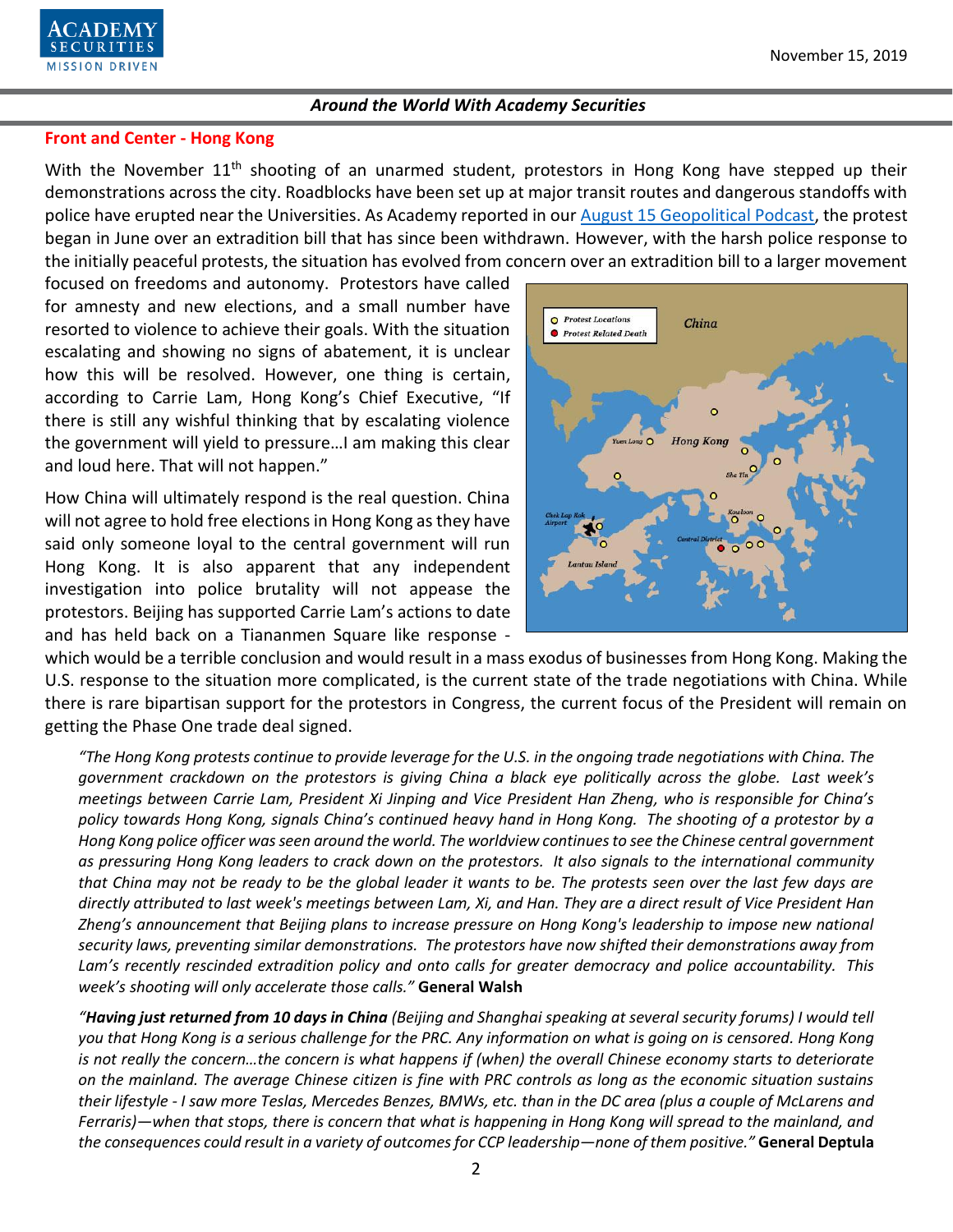*Around the World With Academy Securities*

## Front and Center - Hong Kong

With the November 11th shooting of an unarmed student, protestors in Hong Kong have stepped up their demonstrations across the city. Roadblocks have been set up at major transit routes and dangerous standoffs with police have erupted near the Universities. As Academy reported in our August 15 Geopolitical Podcast, the protest began in June over an extradition bill that has since been withdrawn. However, with the harsh police response to the initially peaceful protests, the situation has evolved from concern over an extradition bill to a larger movement focused on freedoms and autonomy. Protestors have called for amnesty and new elections, and a small number have resorted to violence to achieve their goals. With the situation escalating and showing no signs of abatement, it is unclear how this will be resolved. However, one thing is certain, according to Carrie Lam, Hong Kong's Chief Executive, "If there is still any wishful thinking that by escalating violence the government will yield to pressure…I am making this clear and loud here. That will not happen."

How China will ultimately respond is the real question. China will not agree to hold free elections in Hong Kong as they have said only someone loyal to the central government will run Hong Kong. It is also apparent that any independent investigation into police brutality will not appease the protestors. Beijing has supported Carrie Lam's actions to date and has held back on a Tiananmen Square like response - which would be a terrible conclusion and would result in a mass exodus of businesses from Hong Kong. Making the U.S. response to the situation more complicated, is the current state of the trade negotiations with China. While there is rare bipartisan support for the protestors in Congress, the current focus of the President will remain on getting the Phase One trade deal signed.

*"The Hong Kong protests continue to provide leverage for the U.S. in the ongoing trade negotiations with China. The government crackdown on the protestors is giving China a black eye politically across the globe. Last week's meetings between Carrie Lam, President Xi Jinping and Vice President Han Zheng, who is responsible for China's policy towards Hong Kong, signals China's continued heavy hand in Hong Kong. The shooting of a protestor by a Hong Kong police officer was seen around the world. The worldview continues to see the Chinese central government as pressuring Hong Kong leaders to crack down on the protestors. It also signals to the international community that China may not be ready to be the global leader it wants to be. The protests seen over the last few days are directly attributed to last week's meetings between Lam, Xi, and Han. They are a direct result of Vice President Han Zheng's announcement that Beijing plans to increase pressure on Hong Kong's leadership to impose new national security laws, preventing similar demonstrations. The protestors have now shifted their demonstrations away from Lam's recently rescinded extradition policy and onto calls for greater democracy and police accountability. This week's shooting will only accelerate those calls."* **General Walsh**

*"**Having just returned from 10 days in China** (Beijing and Shanghai speaking at several security forums) I would tell you that Hong Kong is a serious challenge for the PRC. Any information on what is going on is censored. Hong Kong is not really the concern…the concern is what happens if (when) the overall Chinese economy starts to deteriorate on the mainland. The average Chinese citizen is fine with PRC controls as long as the economic situation sustains their lifestyle - I saw more Teslas, Mercedes Benzes, BMWs, etc. than in the DC area (plus a couple of McLarens and Ferraris)—when that stops, there is concern that what is happening in Hong Kong will spread to the mainland, and the consequences could result in a variety of outcomes for CCP leadership—none of them positive."* **General Deptula**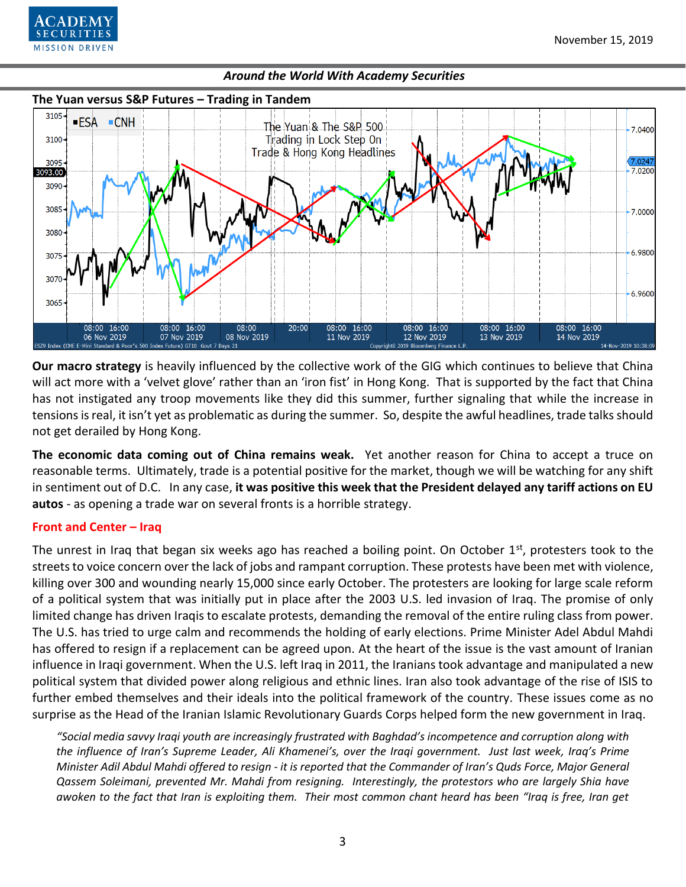**The Yuan versus S&P Futures – Trading in Tandem**

**Our macro strategy** is heavily influenced by the collective work of the GIG which continues to believe that China will act more with a 'velvet glove' rather than an 'iron fist' in Hong Kong. That is supported by the fact that China has not instigated any troop movements like they did this summer, further signaling that while the increase in tensions is real, it isn't yet as problematic as during the summer. So, despite the awful headlines, trade talks should not get derailed by Hong Kong.

**The economic data coming out of China remains weak.** Yet another reason for China to accept a truce on reasonable terms. Ultimately, trade is a potential positive for the market, though we will be watching for any shift in sentiment out of D.C. In any case, **it was positive this week that the President delayed any tariff actions on EU autos** - as opening a trade war on several fronts is a horrible strategy.

## Front and Center – Iraq

The unrest in Iraq that began six weeks ago has reached a boiling point. On October 1st, protesters took to the streets to voice concern over the lack of jobs and rampant corruption. These protests have been met with violence, killing over 300 and wounding nearly 15,000 since early October. The protesters are looking for large scale reform of a political system that was initially put in place after the 2003 U.S. led invasion of Iraq. The promise of only limited change has driven Iraqis to escalate protests, demanding the removal of the entire ruling class from power. The U.S. has tried to urge calm and recommends the holding of early elections. Prime Minister Adel Abdul Mahdi has offered to resign if a replacement can be agreed upon. At the heart of the issue is the vast amount of Iranian influence in Iraqi government. When the U.S. left Iraq in 2011, the Iranians took advantage and manipulated a new political system that divided power along religious and ethnic lines. Iran also took advantage of the rise of ISIS to further embed themselves and their ideals into the political framework of the country. These issues come as no surprise as the Head of the Iranian Islamic Revolutionary Guards Corps helped form the new government in Iraq.

> *"Social media savvy Iraqi youth are increasingly frustrated with Baghdad's incompetence and corruption along with the influence of Iran's Supreme Leader, Ali Khamenei's, over the Iraqi government. Just last week, Iraq's Prime Minister Adil Abdul Mahdi offered to resign - it is reported that the Commander of Iran's Quds Force, Major General Qassem Soleimani, prevented Mr. Mahdi from resigning. Interestingly, the protestors who are largely Shia have awoken to the fact that Iran is exploiting them. Their most common chant heard has been "Iraq is free, Iran get*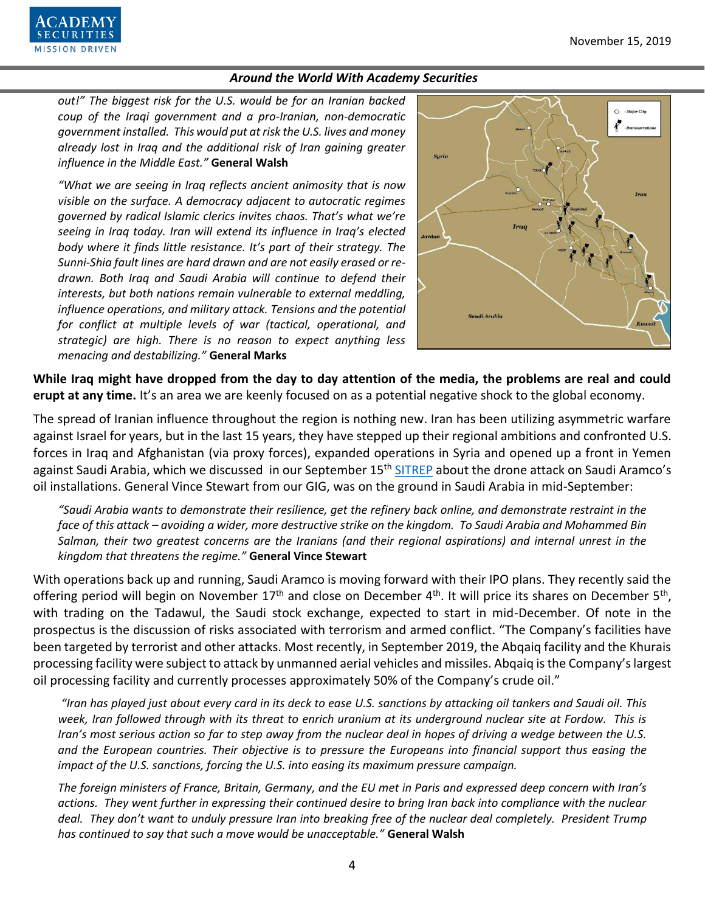*out!" The biggest risk for the U.S. would be for an Iranian backed coup of the Iraqi government and a pro-Iranian, non-democratic government installed. This would put at risk the U.S. lives and money already lost in Iraq and the additional risk of Iran gaining greater influence in the Middle East."* **General Walsh**

*"What we are seeing in Iraq reflects ancient animosity that is now visible on the surface. A democracy adjacent to autocratic regimes governed by radical Islamic clerics invites chaos. That's what we're seeing in Iraq today. Iran will extend its influence in Iraq's elected body where it finds little resistance. It's part of their strategy. The Sunni-Shia fault lines are hard drawn and are not easily erased or re-drawn. Both Iraq and Saudi Arabia will continue to defend their interests, but both nations remain vulnerable to external meddling, influence operations, and military attack. Tensions and the potential for conflict at multiple levels of war (tactical, operational, and strategic) are high. There is no reason to expect anything less menacing and destabilizing."* **General Marks**

**While Iraq might have dropped from the day to day attention of the media, the problems are real and could erupt at any time.** It's an area we are keenly focused on as a potential negative shock to the global economy.

The spread of Iranian influence throughout the region is nothing new. Iran has been utilizing asymmetric warfare against Israel for years, but in the last 15 years, they have stepped up their regional ambitions and confronted U.S. forces in Iraq and Afghanistan (via proxy forces), expanded operations in Syria and opened up a front in Yemen against Saudi Arabia, which we discussed in our September 15th SITREP about the drone attack on Saudi Aramco's oil installations. General Vince Stewart from our GIG, was on the ground in Saudi Arabia in mid-September:

*"Saudi Arabia wants to demonstrate their resilience, get the refinery back online, and demonstrate restraint in the face of this attack – avoiding a wider, more destructive strike on the kingdom. To Saudi Arabia and Mohammed Bin Salman, their two greatest concerns are the Iranians (and their regional aspirations) and internal unrest in the kingdom that threatens the regime."* **General Vince Stewart**

With operations back up and running, Saudi Aramco is moving forward with their IPO plans. They recently said the offering period will begin on November 17th and close on December 4th. It will price its shares on December 5th, with trading on the Tadawul, the Saudi stock exchange, expected to start in mid-December. Of note in the prospectus is the discussion of risks associated with terrorism and armed conflict. "The Company's facilities have been targeted by terrorist and other attacks. Most recently, in September 2019, the Abqaiq facility and the Khurais processing facility were subject to attack by unmanned aerial vehicles and missiles. Abqaiq is the Company's largest oil processing facility and currently processes approximately 50% of the Company's crude oil."

*"Iran has played just about every card in its deck to ease U.S. sanctions by attacking oil tankers and Saudi oil. This week, Iran followed through with its threat to enrich uranium at its underground nuclear site at Fordow. This is Iran's most serious action so far to step away from the nuclear deal in hopes of driving a wedge between the U.S. and the European countries. Their objective is to pressure the Europeans into financial support thus easing the impact of the U.S. sanctions, forcing the U.S. into easing its maximum pressure campaign.*

*The foreign ministers of France, Britain, Germany, and the EU met in Paris and expressed deep concern with Iran's actions. They went further in expressing their continued desire to bring Iran back into compliance with the nuclear deal. They don't want to unduly pressure Iran into breaking free of the nuclear deal completely. President Trump has continued to say that such a move would be unacceptable."* **General Walsh**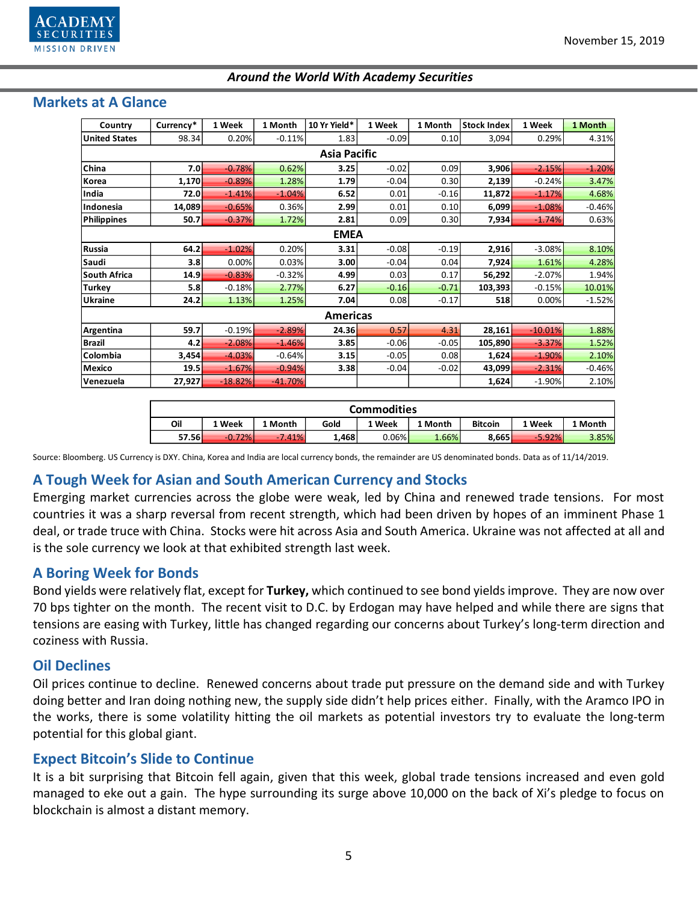*Around the World With Academy Securities*

## Markets at A Glance

| Country | Currency* | 1 Week | 1 Month | 10 Yr Yield* | 1 Week | 1 Month | Stock Index | 1 Week | 1 Month |
|---|---|---|---|---|---|---|---|---|---|
| United States | 98.34 | 0.20% | -0.11% | 1.83 | -0.09 | 0.10 | 3,094 | 0.29% | 4.31% |
| **Asia Pacific** | | | | | | | | | |
| China | 7.0 | -0.78% | 0.62% | 3.25 | -0.02 | 0.09 | 3,906 | -2.15% | -1.20% |
| Korea | 1,170 | -0.89% | 1.28% | 1.79 | -0.04 | 0.30 | 2,139 | -0.24% | 3.47% |
| India | 72.0 | -1.41% | -1.04% | 6.52 | 0.01 | -0.16 | 11,872 | -1.17% | 4.68% |
| Indonesia | 14,089 | -0.65% | 0.36% | 2.99 | 0.01 | 0.10 | 6,099 | -1.08% | -0.46% |
| Philippines | 50.7 | -0.37% | 1.72% | 2.81 | 0.09 | 0.30 | 7,934 | -1.74% | 0.63% |
| **EMEA** | | | | | | | | | |
| Russia | 64.2 | -1.02% | 0.20% | 3.31 | -0.08 | -0.19 | 2,916 | -3.08% | 8.10% |
| Saudi | 3.8 | 0.00% | 0.03% | 3.00 | -0.04 | 0.04 | 7,924 | 1.61% | 4.28% |
| South Africa | 14.9 | -0.83% | -0.32% | 4.99 | 0.03 | 0.17 | 56,292 | -2.07% | 1.94% |
| Turkey | 5.8 | -0.18% | 2.77% | 6.27 | -0.16 | -0.71 | 103,393 | -0.15% | 10.01% |
| Ukraine | 24.2 | 1.13% | 1.25% | 7.04 | 0.08 | -0.17 | 518 | 0.00% | -1.52% |
| **Americas** | | | | | | | | | |
| Argentina | 59.7 | -0.19% | -2.89% | 24.36 | 0.57 | 4.31 | 28,161 | -10.01% | 1.88% |
| Brazil | 4.2 | -2.08% | -1.46% | 3.85 | -0.06 | -0.05 | 105,890 | -3.37% | 1.52% |
| Colombia | 3,454 | -4.03% | -0.64% | 3.15 | -0.05 | 0.08 | 1,624 | -1.90% | 2.10% |
| Mexico | 19.5 | -1.67% | -0.94% | 3.38 | -0.04 | -0.02 | 43,099 | -2.31% | -0.46% |
| Venezuela | 27,927 | -18.82% | -41.70% | | | | 1,624 | -1.90% | 2.10% |

| Commodities | | | | | | | | |
|---|---|---|---|---|---|---|---|---|
| Oil | 1 Week | 1 Month | Gold | 1 Week | 1 Month | Bitcoin | 1 Week | 1 Month |
| 57.56 | -0.72% | -7.41% | 1,468 | 0.06% | 1.66% | 8,665 | -5.92% | 3.85% |

Source: Bloomberg. US Currency is DXY. China, Korea and India are local currency bonds, the remainder are US denominated bonds. Data as of 11/14/2019.

### A Tough Week for Asian and South American Currency and Stocks

Emerging market currencies across the globe were weak, led by China and renewed trade tensions. For most countries it was a sharp reversal from recent strength, which had been driven by hopes of an imminent Phase 1 deal, or trade truce with China. Stocks were hit across Asia and South America. Ukraine was not affected at all and is the sole currency we look at that exhibited strength last week.

### A Boring Week for Bonds

Bond yields were relatively flat, except for **Turkey,** which continued to see bond yields improve. They are now over 70 bps tighter on the month. The recent visit to D.C. by Erdogan may have helped and while there are signs that tensions are easing with Turkey, little has changed regarding our concerns about Turkey's long-term direction and coziness with Russia.

### Oil Declines

Oil prices continue to decline. Renewed concerns about trade put pressure on the demand side and with Turkey doing better and Iran doing nothing new, the supply side didn't help prices either. Finally, with the Aramco IPO in the works, there is some volatility hitting the oil markets as potential investors try to evaluate the long-term potential for this global giant.

### Expect Bitcoin's Slide to Continue

It is a bit surprising that Bitcoin fell again, given that this week, global trade tensions increased and even gold managed to eke out a gain. The hype surrounding its surge above 10,000 on the back of Xi's pledge to focus on blockchain is almost a distant memory.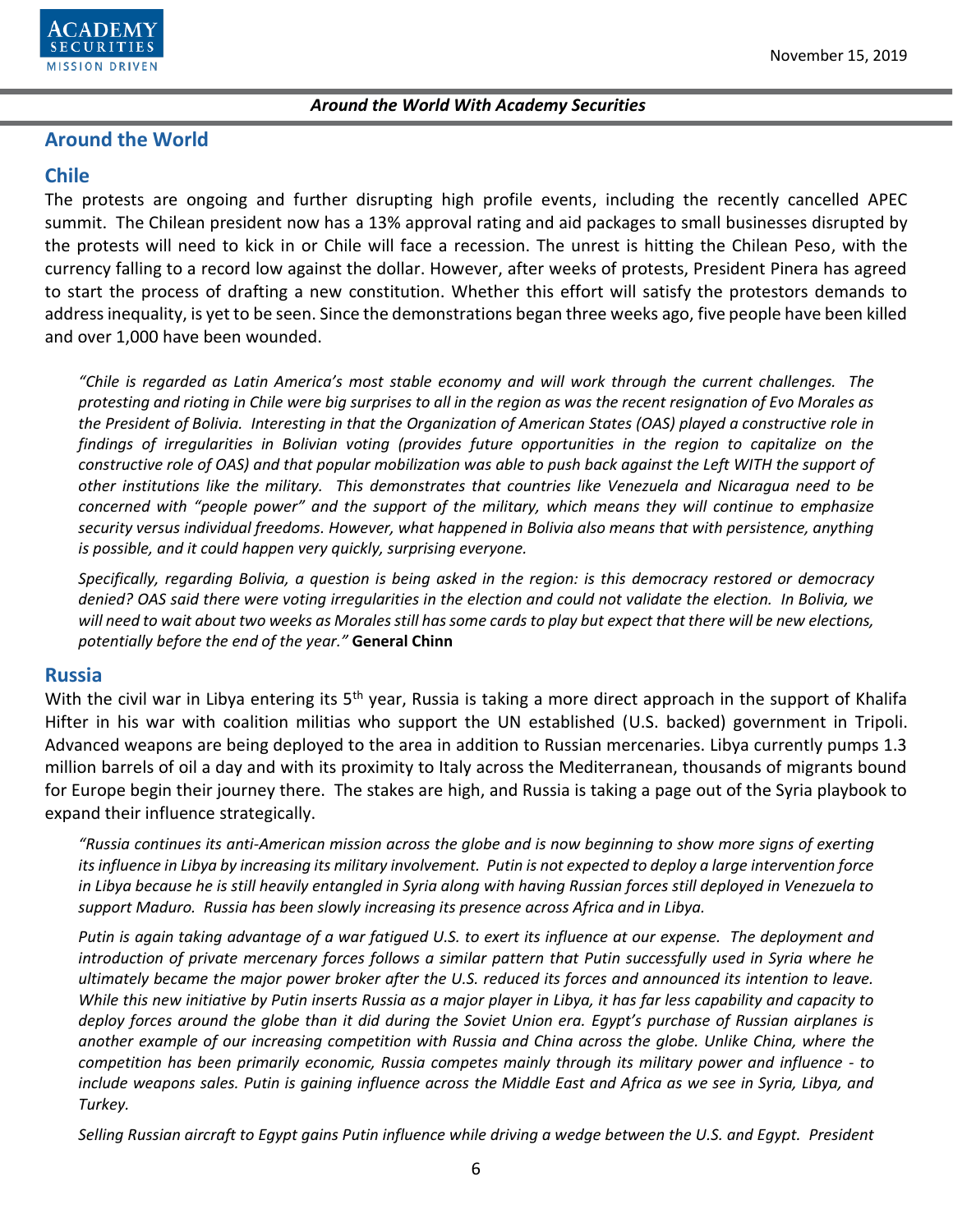## Around the World

### Chile

The protests are ongoing and further disrupting high profile events, including the recently cancelled APEC summit. The Chilean president now has a 13% approval rating and aid packages to small businesses disrupted by the protests will need to kick in or Chile will face a recession. The unrest is hitting the Chilean Peso, with the currency falling to a record low against the dollar. However, after weeks of protests, President Pinera has agreed to start the process of drafting a new constitution. Whether this effort will satisfy the protestors demands to address inequality, is yet to be seen. Since the demonstrations began three weeks ago, five people have been killed and over 1,000 have been wounded.

> *"Chile is regarded as Latin America's most stable economy and will work through the current challenges. The protesting and rioting in Chile were big surprises to all in the region as was the recent resignation of Evo Morales as the President of Bolivia. Interesting in that the Organization of American States (OAS) played a constructive role in findings of irregularities in Bolivian voting (provides future opportunities in the region to capitalize on the constructive role of OAS) and that popular mobilization was able to push back against the Left WITH the support of other institutions like the military. This demonstrates that countries like Venezuela and Nicaragua need to be concerned with "people power" and the support of the military, which means they will continue to emphasize security versus individual freedoms. However, what happened in Bolivia also means that with persistence, anything is possible, and it could happen very quickly, surprising everyone.*
>
> *Specifically, regarding Bolivia, a question is being asked in the region: is this democracy restored or democracy denied? OAS said there were voting irregularities in the election and could not validate the election. In Bolivia, we will need to wait about two weeks as Morales still has some cards to play but expect that there will be new elections, potentially before the end of the year."* **General Chinn**

### Russia

With the civil war in Libya entering its 5th year, Russia is taking a more direct approach in the support of Khalifa Hifter in his war with coalition militias who support the UN established (U.S. backed) government in Tripoli. Advanced weapons are being deployed to the area in addition to Russian mercenaries. Libya currently pumps 1.3 million barrels of oil a day and with its proximity to Italy across the Mediterranean, thousands of migrants bound for Europe begin their journey there. The stakes are high, and Russia is taking a page out of the Syria playbook to expand their influence strategically.

> *"Russia continues its anti-American mission across the globe and is now beginning to show more signs of exerting its influence in Libya by increasing its military involvement. Putin is not expected to deploy a large intervention force in Libya because he is still heavily entangled in Syria along with having Russian forces still deployed in Venezuela to support Maduro. Russia has been slowly increasing its presence across Africa and in Libya.*
>
> *Putin is again taking advantage of a war fatigued U.S. to exert its influence at our expense. The deployment and introduction of private mercenary forces follows a similar pattern that Putin successfully used in Syria where he ultimately became the major power broker after the U.S. reduced its forces and announced its intention to leave. While this new initiative by Putin inserts Russia as a major player in Libya, it has far less capability and capacity to deploy forces around the globe than it did during the Soviet Union era. Egypt's purchase of Russian airplanes is another example of our increasing competition with Russia and China across the globe. Unlike China, where the competition has been primarily economic, Russia competes mainly through its military power and influence - to include weapons sales. Putin is gaining influence across the Middle East and Africa as we see in Syria, Libya, and Turkey.*
>
> *Selling Russian aircraft to Egypt gains Putin influence while driving a wedge between the U.S. and Egypt. President*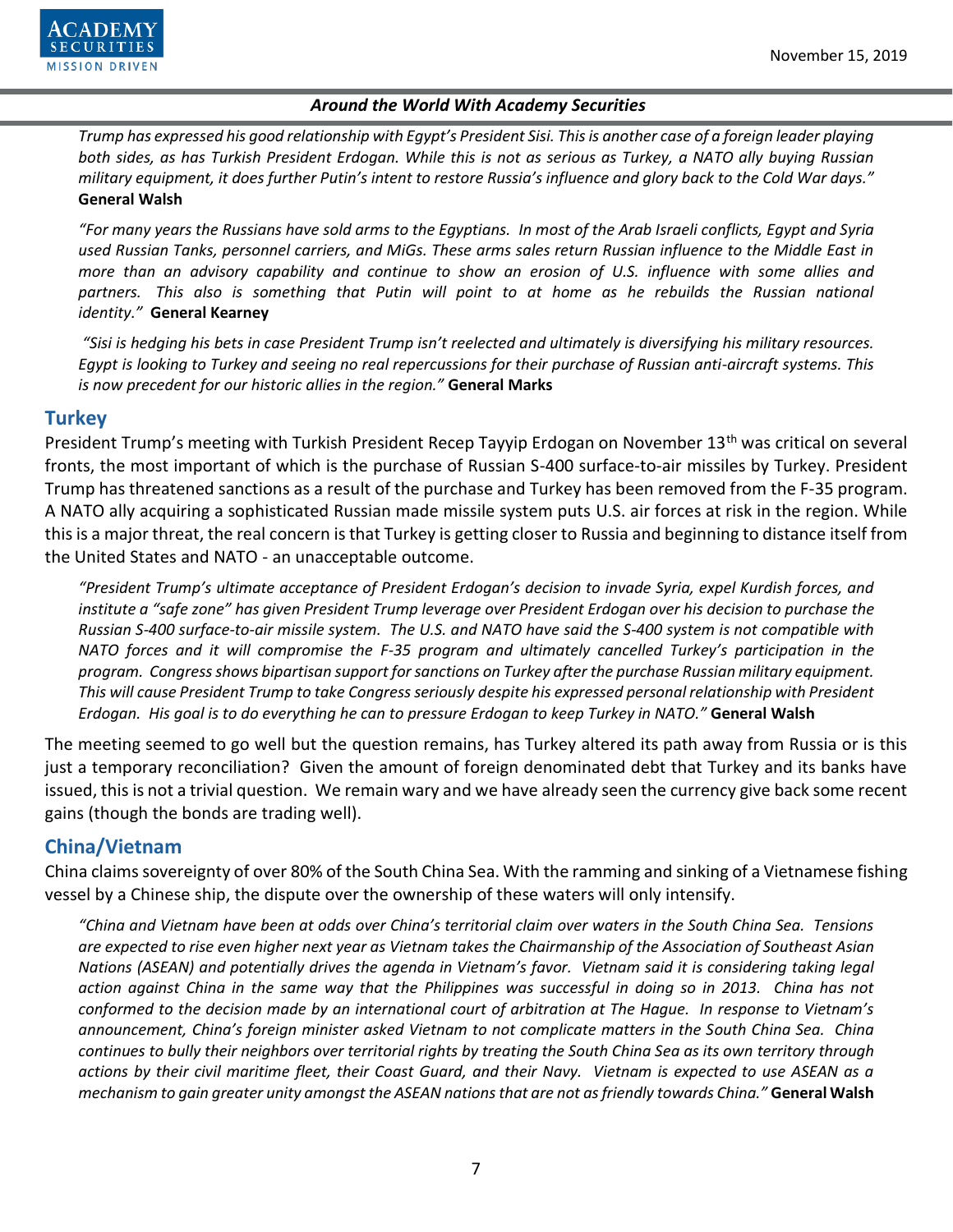*Trump has expressed his good relationship with Egypt's President Sisi. This is another case of a foreign leader playing both sides, as has Turkish President Erdogan. While this is not as serious as Turkey, a NATO ally buying Russian military equipment, it does further Putin's intent to restore Russia's influence and glory back to the Cold War days."* **General Walsh**

*"For many years the Russians have sold arms to the Egyptians. In most of the Arab Israeli conflicts, Egypt and Syria used Russian Tanks, personnel carriers, and MiGs. These arms sales return Russian influence to the Middle East in more than an advisory capability and continue to show an erosion of U.S. influence with some allies and partners. This also is something that Putin will point to at home as he rebuilds the Russian national identity."* **General Kearney**

*"Sisi is hedging his bets in case President Trump isn't reelected and ultimately is diversifying his military resources. Egypt is looking to Turkey and seeing no real repercussions for their purchase of Russian anti-aircraft systems. This is now precedent for our historic allies in the region."* **General Marks**

## Turkey

President Trump's meeting with Turkish President Recep Tayyip Erdogan on November 13th was critical on several fronts, the most important of which is the purchase of Russian S-400 surface-to-air missiles by Turkey. President Trump has threatened sanctions as a result of the purchase and Turkey has been removed from the F-35 program. A NATO ally acquiring a sophisticated Russian made missile system puts U.S. air forces at risk in the region. While this is a major threat, the real concern is that Turkey is getting closer to Russia and beginning to distance itself from the United States and NATO - an unacceptable outcome.

*"President Trump's ultimate acceptance of President Erdogan's decision to invade Syria, expel Kurdish forces, and institute a "safe zone" has given President Trump leverage over President Erdogan over his decision to purchase the Russian S-400 surface-to-air missile system. The U.S. and NATO have said the S-400 system is not compatible with NATO forces and it will compromise the F-35 program and ultimately cancelled Turkey's participation in the program. Congress shows bipartisan support for sanctions on Turkey after the purchase Russian military equipment. This will cause President Trump to take Congress seriously despite his expressed personal relationship with President Erdogan. His goal is to do everything he can to pressure Erdogan to keep Turkey in NATO."* **General Walsh**

The meeting seemed to go well but the question remains, has Turkey altered its path away from Russia or is this just a temporary reconciliation? Given the amount of foreign denominated debt that Turkey and its banks have issued, this is not a trivial question. We remain wary and we have already seen the currency give back some recent gains (though the bonds are trading well).

## China/Vietnam

China claims sovereignty of over 80% of the South China Sea. With the ramming and sinking of a Vietnamese fishing vessel by a Chinese ship, the dispute over the ownership of these waters will only intensify.

*"China and Vietnam have been at odds over China's territorial claim over waters in the South China Sea. Tensions are expected to rise even higher next year as Vietnam takes the Chairmanship of the Association of Southeast Asian Nations (ASEAN) and potentially drives the agenda in Vietnam's favor. Vietnam said it is considering taking legal action against China in the same way that the Philippines was successful in doing so in 2013. China has not conformed to the decision made by an international court of arbitration at The Hague. In response to Vietnam's announcement, China's foreign minister asked Vietnam to not complicate matters in the South China Sea. China continues to bully their neighbors over territorial rights by treating the South China Sea as its own territory through actions by their civil maritime fleet, their Coast Guard, and their Navy. Vietnam is expected to use ASEAN as a mechanism to gain greater unity amongst the ASEAN nations that are not as friendly towards China."* **General Walsh**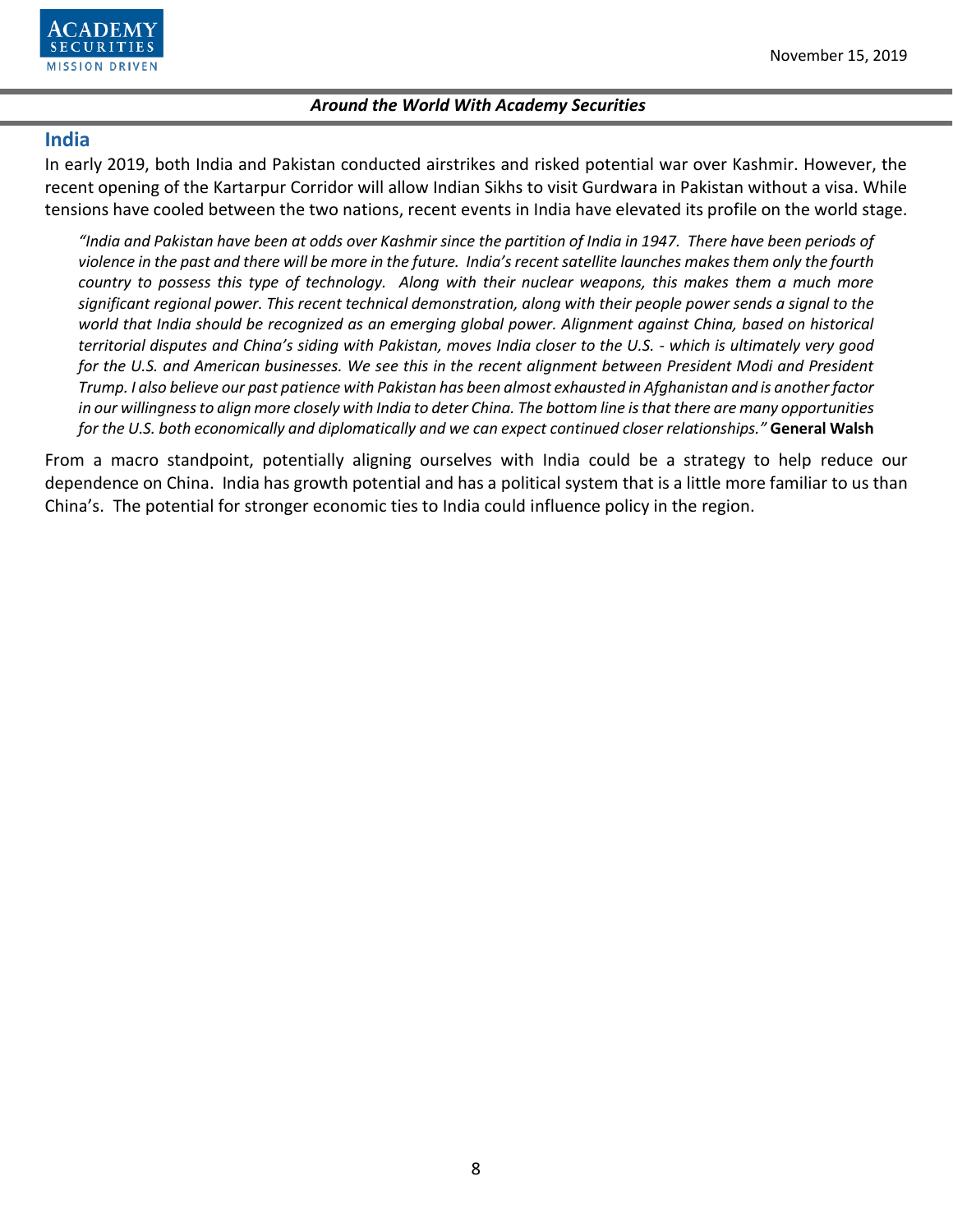## India

In early 2019, both India and Pakistan conducted airstrikes and risked potential war over Kashmir. However, the recent opening of the Kartarpur Corridor will allow Indian Sikhs to visit Gurdwara in Pakistan without a visa. While tensions have cooled between the two nations, recent events in India have elevated its profile on the world stage.

> *"India and Pakistan have been at odds over Kashmir since the partition of India in 1947. There have been periods of violence in the past and there will be more in the future. India's recent satellite launches makes them only the fourth country to possess this type of technology. Along with their nuclear weapons, this makes them a much more significant regional power. This recent technical demonstration, along with their people power sends a signal to the world that India should be recognized as an emerging global power. Alignment against China, based on historical territorial disputes and China's siding with Pakistan, moves India closer to the U.S. - which is ultimately very good for the U.S. and American businesses. We see this in the recent alignment between President Modi and President Trump. I also believe our past patience with Pakistan has been almost exhausted in Afghanistan and is another factor in our willingness to align more closely with India to deter China. The bottom line is that there are many opportunities for the U.S. both economically and diplomatically and we can expect continued closer relationships."* **General Walsh**

From a macro standpoint, potentially aligning ourselves with India could be a strategy to help reduce our dependence on China. India has growth potential and has a political system that is a little more familiar to us than China's. The potential for stronger economic ties to India could influence policy in the region.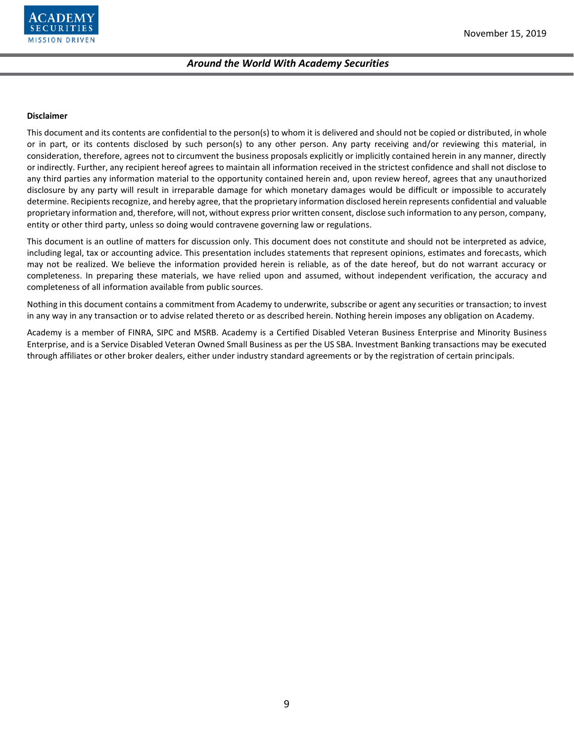**Disclaimer**

This document and its contents are confidential to the person(s) to whom it is delivered and should not be copied or distributed, in whole or in part, or its contents disclosed by such person(s) to any other person. Any party receiving and/or reviewing this material, in consideration, therefore, agrees not to circumvent the business proposals explicitly or implicitly contained herein in any manner, directly or indirectly. Further, any recipient hereof agrees to maintain all information received in the strictest confidence and shall not disclose to any third parties any information material to the opportunity contained herein and, upon review hereof, agrees that any unauthorized disclosure by any party will result in irreparable damage for which monetary damages would be difficult or impossible to accurately determine. Recipients recognize, and hereby agree, that the proprietary information disclosed herein represents confidential and valuable proprietary information and, therefore, will not, without express prior written consent, disclose such information to any person, company, entity or other third party, unless so doing would contravene governing law or regulations.

This document is an outline of matters for discussion only. This document does not constitute and should not be interpreted as advice, including legal, tax or accounting advice. This presentation includes statements that represent opinions, estimates and forecasts, which may not be realized. We believe the information provided herein is reliable, as of the date hereof, but do not warrant accuracy or completeness. In preparing these materials, we have relied upon and assumed, without independent verification, the accuracy and completeness of all information available from public sources.

Nothing in this document contains a commitment from Academy to underwrite, subscribe or agent any securities or transaction; to invest in any way in any transaction or to advise related thereto or as described herein. Nothing herein imposes any obligation on Academy.

Academy is a member of FINRA, SIPC and MSRB. Academy is a Certified Disabled Veteran Business Enterprise and Minority Business Enterprise, and is a Service Disabled Veteran Owned Small Business as per the US SBA. Investment Banking transactions may be executed through affiliates or other broker dealers, either under industry standard agreements or by the registration of certain principals.